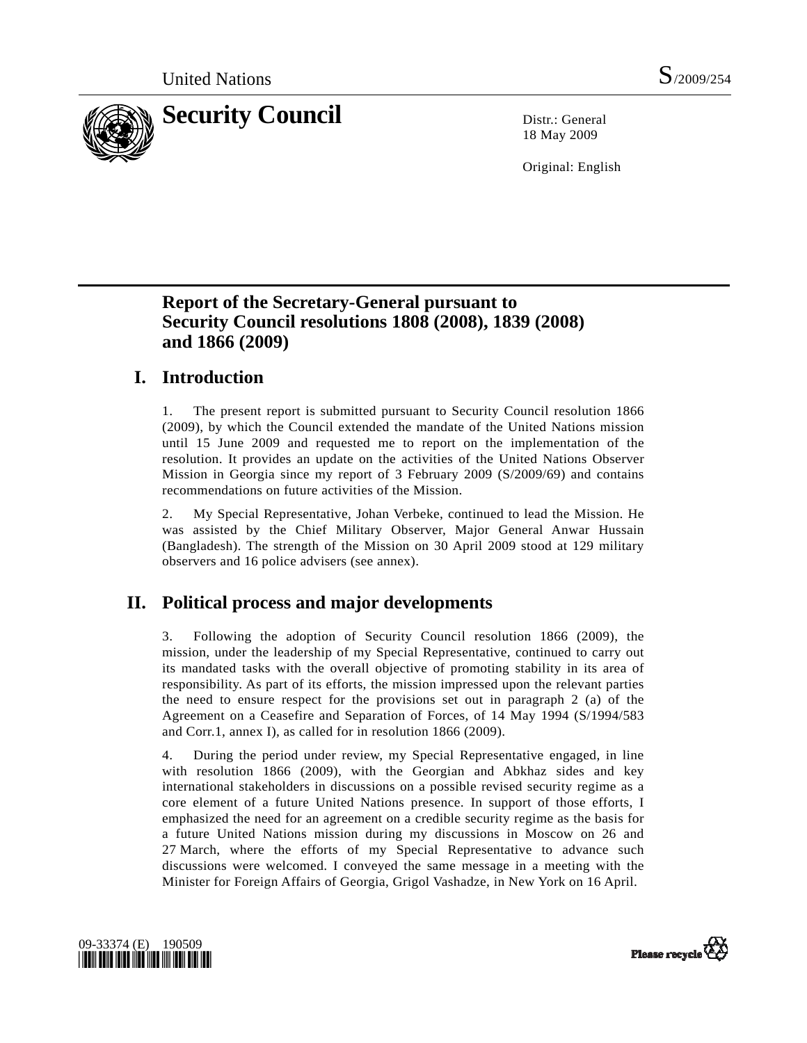United Nations S/2009/254

# Security Council

Distr.: General
18 May 2009

Original: English

## Report of the Secretary-General pursuant to Security Council resolutions 1808 (2008), 1839 (2008) and 1866 (2009)

## I. Introduction

1. The present report is submitted pursuant to Security Council resolution 1866 (2009), by which the Council extended the mandate of the United Nations mission until 15 June 2009 and requested me to report on the implementation of the resolution. It provides an update on the activities of the United Nations Observer Mission in Georgia since my report of 3 February 2009 (S/2009/69) and contains recommendations on future activities of the Mission.

2. My Special Representative, Johan Verbeke, continued to lead the Mission. He was assisted by the Chief Military Observer, Major General Anwar Hussain (Bangladesh). The strength of the Mission on 30 April 2009 stood at 129 military observers and 16 police advisers (see annex).

## II. Political process and major developments

3. Following the adoption of Security Council resolution 1866 (2009), the mission, under the leadership of my Special Representative, continued to carry out its mandated tasks with the overall objective of promoting stability in its area of responsibility. As part of its efforts, the mission impressed upon the relevant parties the need to ensure respect for the provisions set out in paragraph 2 (a) of the Agreement on a Ceasefire and Separation of Forces, of 14 May 1994 (S/1994/583 and Corr.1, annex I), as called for in resolution 1866 (2009).

4. During the period under review, my Special Representative engaged, in line with resolution 1866 (2009), with the Georgian and Abkhaz sides and key international stakeholders in discussions on a possible revised security regime as a core element of a future United Nations presence. In support of those efforts, I emphasized the need for an agreement on a credible security regime as the basis for a future United Nations mission during my discussions in Moscow on 26 and 27 March, where the efforts of my Special Representative to advance such discussions were welcomed. I conveyed the same message in a meeting with the Minister for Foreign Affairs of Georgia, Grigol Vashadze, in New York on 16 April.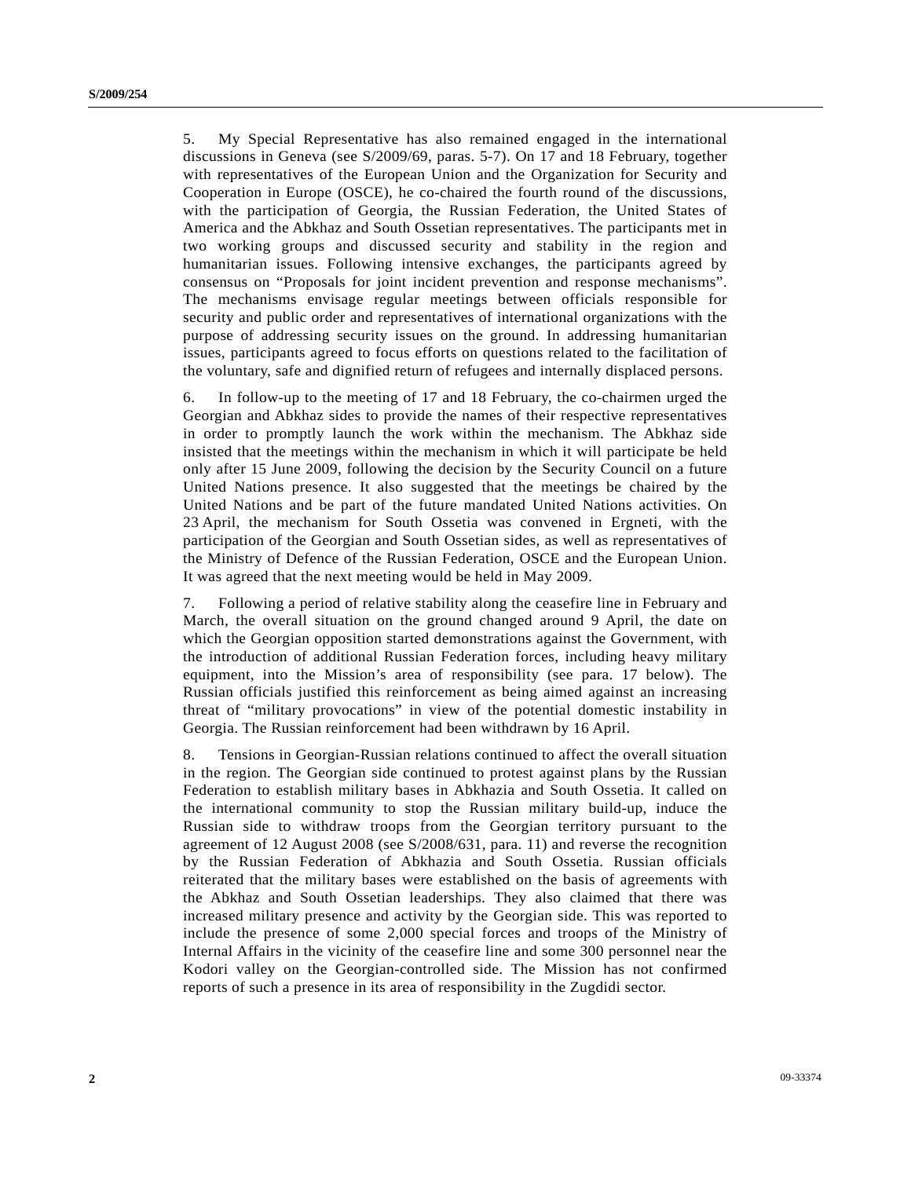5. My Special Representative has also remained engaged in the international discussions in Geneva (see S/2009/69, paras. 5-7). On 17 and 18 February, together with representatives of the European Union and the Organization for Security and Cooperation in Europe (OSCE), he co-chaired the fourth round of the discussions, with the participation of Georgia, the Russian Federation, the United States of America and the Abkhaz and South Ossetian representatives. The participants met in two working groups and discussed security and stability in the region and humanitarian issues. Following intensive exchanges, the participants agreed by consensus on "Proposals for joint incident prevention and response mechanisms". The mechanisms envisage regular meetings between officials responsible for security and public order and representatives of international organizations with the purpose of addressing security issues on the ground. In addressing humanitarian issues, participants agreed to focus efforts on questions related to the facilitation of the voluntary, safe and dignified return of refugees and internally displaced persons.

6. In follow-up to the meeting of 17 and 18 February, the co-chairmen urged the Georgian and Abkhaz sides to provide the names of their respective representatives in order to promptly launch the work within the mechanism. The Abkhaz side insisted that the meetings within the mechanism in which it will participate be held only after 15 June 2009, following the decision by the Security Council on a future United Nations presence. It also suggested that the meetings be chaired by the United Nations and be part of the future mandated United Nations activities. On 23 April, the mechanism for South Ossetia was convened in Ergneti, with the participation of the Georgian and South Ossetian sides, as well as representatives of the Ministry of Defence of the Russian Federation, OSCE and the European Union. It was agreed that the next meeting would be held in May 2009.

7. Following a period of relative stability along the ceasefire line in February and March, the overall situation on the ground changed around 9 April, the date on which the Georgian opposition started demonstrations against the Government, with the introduction of additional Russian Federation forces, including heavy military equipment, into the Mission's area of responsibility (see para. 17 below). The Russian officials justified this reinforcement as being aimed against an increasing threat of "military provocations" in view of the potential domestic instability in Georgia. The Russian reinforcement had been withdrawn by 16 April.

8. Tensions in Georgian-Russian relations continued to affect the overall situation in the region. The Georgian side continued to protest against plans by the Russian Federation to establish military bases in Abkhazia and South Ossetia. It called on the international community to stop the Russian military build-up, induce the Russian side to withdraw troops from the Georgian territory pursuant to the agreement of 12 August 2008 (see S/2008/631, para. 11) and reverse the recognition by the Russian Federation of Abkhazia and South Ossetia. Russian officials reiterated that the military bases were established on the basis of agreements with the Abkhaz and South Ossetian leaderships. They also claimed that there was increased military presence and activity by the Georgian side. This was reported to include the presence of some 2,000 special forces and troops of the Ministry of Internal Affairs in the vicinity of the ceasefire line and some 300 personnel near the Kodori valley on the Georgian-controlled side. The Mission has not confirmed reports of such a presence in its area of responsibility in the Zugdidi sector.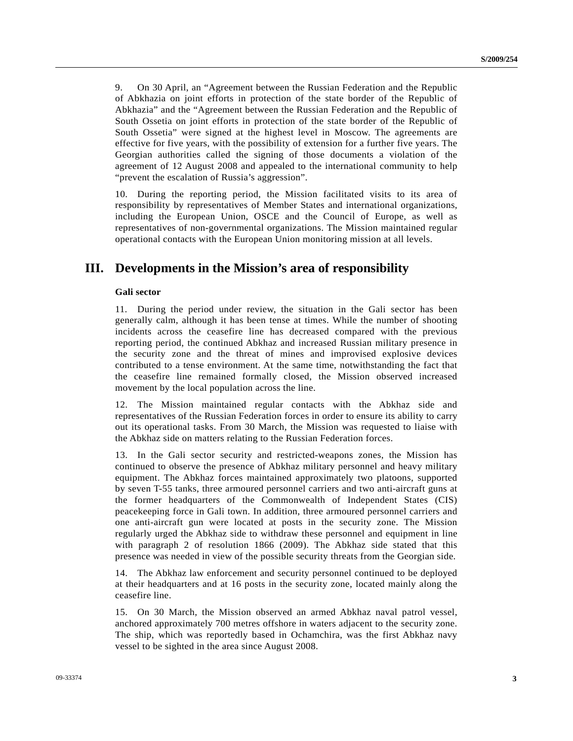9. On 30 April, an "Agreement between the Russian Federation and the Republic of Abkhazia on joint efforts in protection of the state border of the Republic of Abkhazia" and the "Agreement between the Russian Federation and the Republic of South Ossetia on joint efforts in protection of the state border of the Republic of South Ossetia" were signed at the highest level in Moscow. The agreements are effective for five years, with the possibility of extension for a further five years. The Georgian authorities called the signing of those documents a violation of the agreement of 12 August 2008 and appealed to the international community to help "prevent the escalation of Russia's aggression".

10. During the reporting period, the Mission facilitated visits to its area of responsibility by representatives of Member States and international organizations, including the European Union, OSCE and the Council of Europe, as well as representatives of non-governmental organizations. The Mission maintained regular operational contacts with the European Union monitoring mission at all levels.

# III. Developments in the Mission's area of responsibility

### Gali sector

11. During the period under review, the situation in the Gali sector has been generally calm, although it has been tense at times. While the number of shooting incidents across the ceasefire line has decreased compared with the previous reporting period, the continued Abkhaz and increased Russian military presence in the security zone and the threat of mines and improvised explosive devices contributed to a tense environment. At the same time, notwithstanding the fact that the ceasefire line remained formally closed, the Mission observed increased movement by the local population across the line.

12. The Mission maintained regular contacts with the Abkhaz side and representatives of the Russian Federation forces in order to ensure its ability to carry out its operational tasks. From 30 March, the Mission was requested to liaise with the Abkhaz side on matters relating to the Russian Federation forces.

13. In the Gali sector security and restricted-weapons zones, the Mission has continued to observe the presence of Abkhaz military personnel and heavy military equipment. The Abkhaz forces maintained approximately two platoons, supported by seven T-55 tanks, three armoured personnel carriers and two anti-aircraft guns at the former headquarters of the Commonwealth of Independent States (CIS) peacekeeping force in Gali town. In addition, three armoured personnel carriers and one anti-aircraft gun were located at posts in the security zone. The Mission regularly urged the Abkhaz side to withdraw these personnel and equipment in line with paragraph 2 of resolution 1866 (2009). The Abkhaz side stated that this presence was needed in view of the possible security threats from the Georgian side.

14. The Abkhaz law enforcement and security personnel continued to be deployed at their headquarters and at 16 posts in the security zone, located mainly along the ceasefire line.

15. On 30 March, the Mission observed an armed Abkhaz naval patrol vessel, anchored approximately 700 metres offshore in waters adjacent to the security zone. The ship, which was reportedly based in Ochamchira, was the first Abkhaz navy vessel to be sighted in the area since August 2008.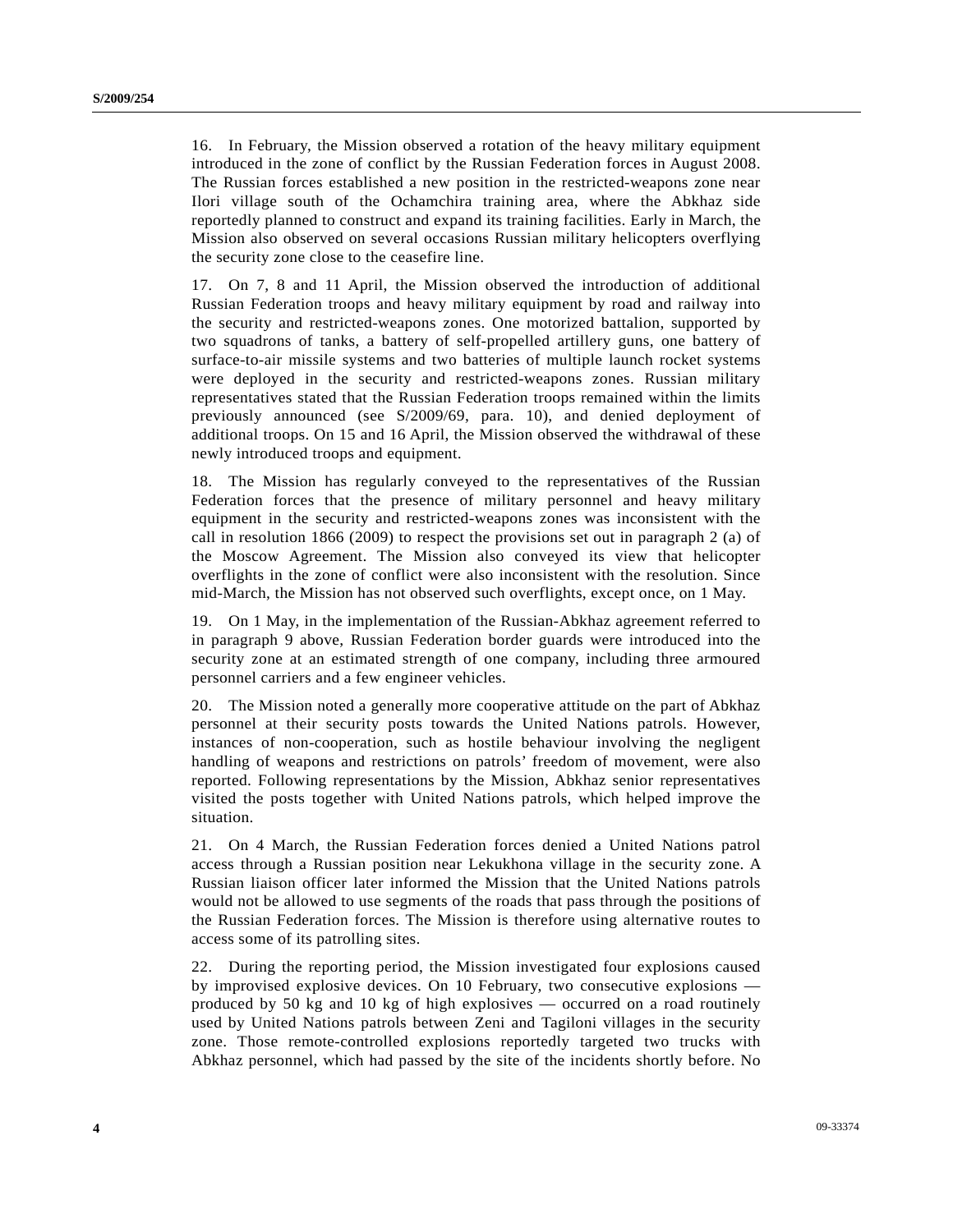16. In February, the Mission observed a rotation of the heavy military equipment introduced in the zone of conflict by the Russian Federation forces in August 2008. The Russian forces established a new position in the restricted-weapons zone near Ilori village south of the Ochamchira training area, where the Abkhaz side reportedly planned to construct and expand its training facilities. Early in March, the Mission also observed on several occasions Russian military helicopters overflying the security zone close to the ceasefire line.

17. On 7, 8 and 11 April, the Mission observed the introduction of additional Russian Federation troops and heavy military equipment by road and railway into the security and restricted-weapons zones. One motorized battalion, supported by two squadrons of tanks, a battery of self-propelled artillery guns, one battery of surface-to-air missile systems and two batteries of multiple launch rocket systems were deployed in the security and restricted-weapons zones. Russian military representatives stated that the Russian Federation troops remained within the limits previously announced (see S/2009/69, para. 10), and denied deployment of additional troops. On 15 and 16 April, the Mission observed the withdrawal of these newly introduced troops and equipment.

18. The Mission has regularly conveyed to the representatives of the Russian Federation forces that the presence of military personnel and heavy military equipment in the security and restricted-weapons zones was inconsistent with the call in resolution 1866 (2009) to respect the provisions set out in paragraph 2 (a) of the Moscow Agreement. The Mission also conveyed its view that helicopter overflights in the zone of conflict were also inconsistent with the resolution. Since mid-March, the Mission has not observed such overflights, except once, on 1 May.

19. On 1 May, in the implementation of the Russian-Abkhaz agreement referred to in paragraph 9 above, Russian Federation border guards were introduced into the security zone at an estimated strength of one company, including three armoured personnel carriers and a few engineer vehicles.

20. The Mission noted a generally more cooperative attitude on the part of Abkhaz personnel at their security posts towards the United Nations patrols. However, instances of non-cooperation, such as hostile behaviour involving the negligent handling of weapons and restrictions on patrols' freedom of movement, were also reported. Following representations by the Mission, Abkhaz senior representatives visited the posts together with United Nations patrols, which helped improve the situation.

21. On 4 March, the Russian Federation forces denied a United Nations patrol access through a Russian position near Lekukhona village in the security zone. A Russian liaison officer later informed the Mission that the United Nations patrols would not be allowed to use segments of the roads that pass through the positions of the Russian Federation forces. The Mission is therefore using alternative routes to access some of its patrolling sites.

22. During the reporting period, the Mission investigated four explosions caused by improvised explosive devices. On 10 February, two consecutive explosions — produced by 50 kg and 10 kg of high explosives — occurred on a road routinely used by United Nations patrols between Zeni and Tagiloni villages in the security zone. Those remote-controlled explosions reportedly targeted two trucks with Abkhaz personnel, which had passed by the site of the incidents shortly before. No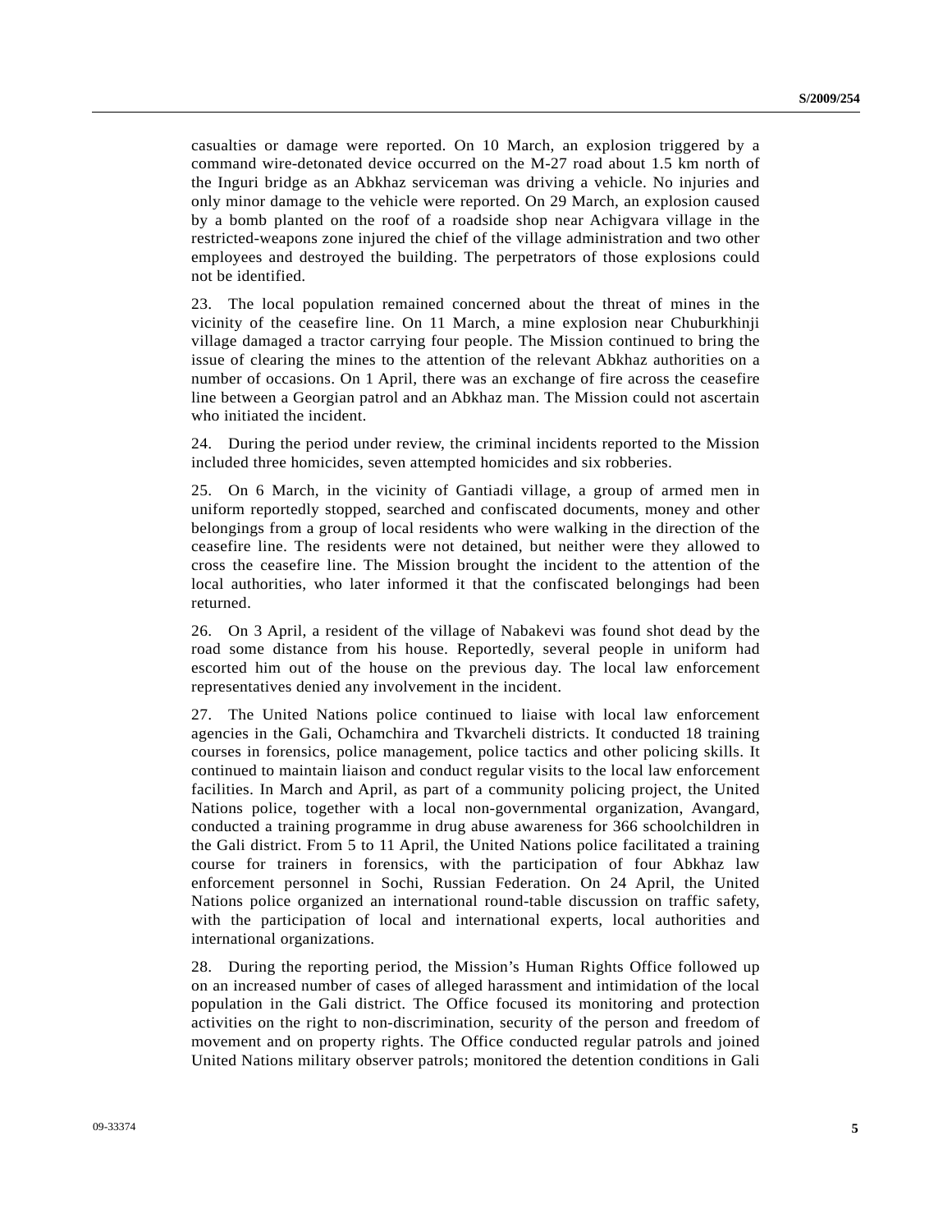casualties or damage were reported. On 10 March, an explosion triggered by a command wire-detonated device occurred on the M-27 road about 1.5 km north of the Inguri bridge as an Abkhaz serviceman was driving a vehicle. No injuries and only minor damage to the vehicle were reported. On 29 March, an explosion caused by a bomb planted on the roof of a roadside shop near Achigvara village in the restricted-weapons zone injured the chief of the village administration and two other employees and destroyed the building. The perpetrators of those explosions could not be identified.

23. The local population remained concerned about the threat of mines in the vicinity of the ceasefire line. On 11 March, a mine explosion near Chuburkhinji village damaged a tractor carrying four people. The Mission continued to bring the issue of clearing the mines to the attention of the relevant Abkhaz authorities on a number of occasions. On 1 April, there was an exchange of fire across the ceasefire line between a Georgian patrol and an Abkhaz man. The Mission could not ascertain who initiated the incident.

24. During the period under review, the criminal incidents reported to the Mission included three homicides, seven attempted homicides and six robberies.

25. On 6 March, in the vicinity of Gantiadi village, a group of armed men in uniform reportedly stopped, searched and confiscated documents, money and other belongings from a group of local residents who were walking in the direction of the ceasefire line. The residents were not detained, but neither were they allowed to cross the ceasefire line. The Mission brought the incident to the attention of the local authorities, who later informed it that the confiscated belongings had been returned.

26. On 3 April, a resident of the village of Nabakevi was found shot dead by the road some distance from his house. Reportedly, several people in uniform had escorted him out of the house on the previous day. The local law enforcement representatives denied any involvement in the incident.

27. The United Nations police continued to liaise with local law enforcement agencies in the Gali, Ochamchira and Tkvarcheli districts. It conducted 18 training courses in forensics, police management, police tactics and other policing skills. It continued to maintain liaison and conduct regular visits to the local law enforcement facilities. In March and April, as part of a community policing project, the United Nations police, together with a local non-governmental organization, Avangard, conducted a training programme in drug abuse awareness for 366 schoolchildren in the Gali district. From 5 to 11 April, the United Nations police facilitated a training course for trainers in forensics, with the participation of four Abkhaz law enforcement personnel in Sochi, Russian Federation. On 24 April, the United Nations police organized an international round-table discussion on traffic safety, with the participation of local and international experts, local authorities and international organizations.

28. During the reporting period, the Mission's Human Rights Office followed up on an increased number of cases of alleged harassment and intimidation of the local population in the Gali district. The Office focused its monitoring and protection activities on the right to non-discrimination, security of the person and freedom of movement and on property rights. The Office conducted regular patrols and joined United Nations military observer patrols; monitored the detention conditions in Gali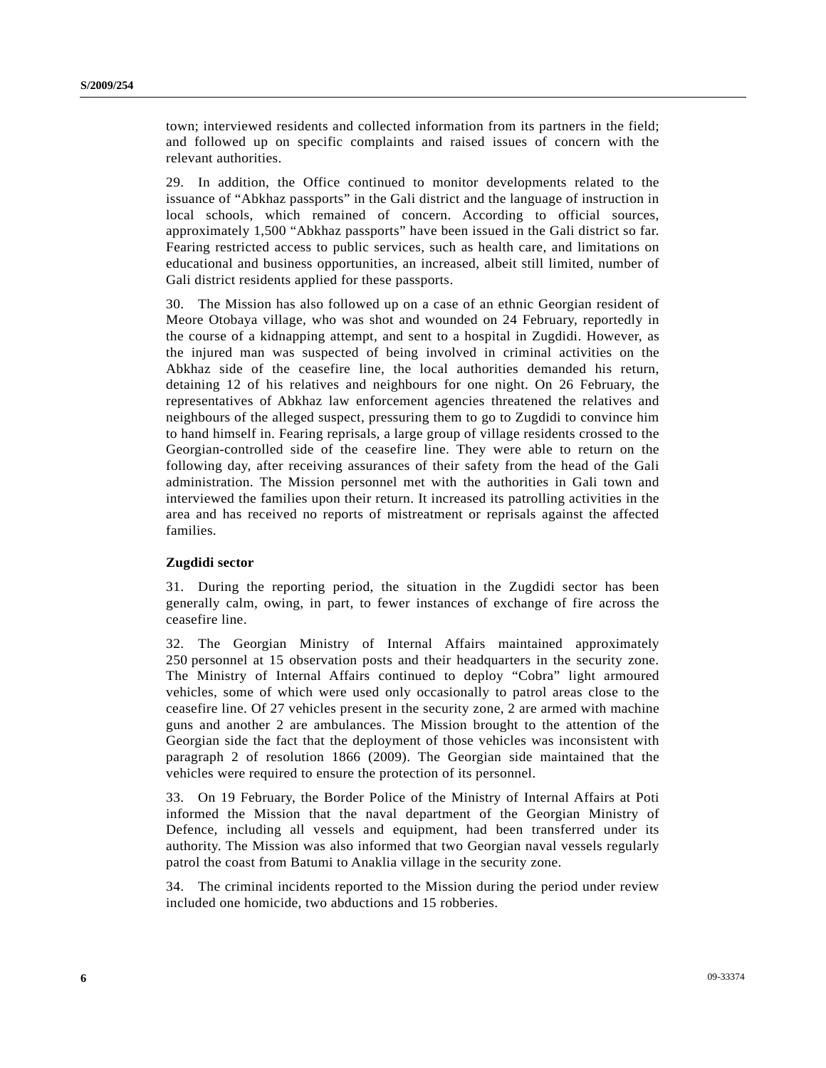town; interviewed residents and collected information from its partners in the field; and followed up on specific complaints and raised issues of concern with the relevant authorities.

29. In addition, the Office continued to monitor developments related to the issuance of "Abkhaz passports" in the Gali district and the language of instruction in local schools, which remained of concern. According to official sources, approximately 1,500 "Abkhaz passports" have been issued in the Gali district so far. Fearing restricted access to public services, such as health care, and limitations on educational and business opportunities, an increased, albeit still limited, number of Gali district residents applied for these passports.

30. The Mission has also followed up on a case of an ethnic Georgian resident of Meore Otobaya village, who was shot and wounded on 24 February, reportedly in the course of a kidnapping attempt, and sent to a hospital in Zugdidi. However, as the injured man was suspected of being involved in criminal activities on the Abkhaz side of the ceasefire line, the local authorities demanded his return, detaining 12 of his relatives and neighbours for one night. On 26 February, the representatives of Abkhaz law enforcement agencies threatened the relatives and neighbours of the alleged suspect, pressuring them to go to Zugdidi to convince him to hand himself in. Fearing reprisals, a large group of village residents crossed to the Georgian-controlled side of the ceasefire line. They were able to return on the following day, after receiving assurances of their safety from the head of the Gali administration. The Mission personnel met with the authorities in Gali town and interviewed the families upon their return. It increased its patrolling activities in the area and has received no reports of mistreatment or reprisals against the affected families.

**Zugdidi sector**

31. During the reporting period, the situation in the Zugdidi sector has been generally calm, owing, in part, to fewer instances of exchange of fire across the ceasefire line.

32. The Georgian Ministry of Internal Affairs maintained approximately 250 personnel at 15 observation posts and their headquarters in the security zone. The Ministry of Internal Affairs continued to deploy "Cobra" light armoured vehicles, some of which were used only occasionally to patrol areas close to the ceasefire line. Of 27 vehicles present in the security zone, 2 are armed with machine guns and another 2 are ambulances. The Mission brought to the attention of the Georgian side the fact that the deployment of those vehicles was inconsistent with paragraph 2 of resolution 1866 (2009). The Georgian side maintained that the vehicles were required to ensure the protection of its personnel.

33. On 19 February, the Border Police of the Ministry of Internal Affairs at Poti informed the Mission that the naval department of the Georgian Ministry of Defence, including all vessels and equipment, had been transferred under its authority. The Mission was also informed that two Georgian naval vessels regularly patrol the coast from Batumi to Anaklia village in the security zone.

34. The criminal incidents reported to the Mission during the period under review included one homicide, two abductions and 15 robberies.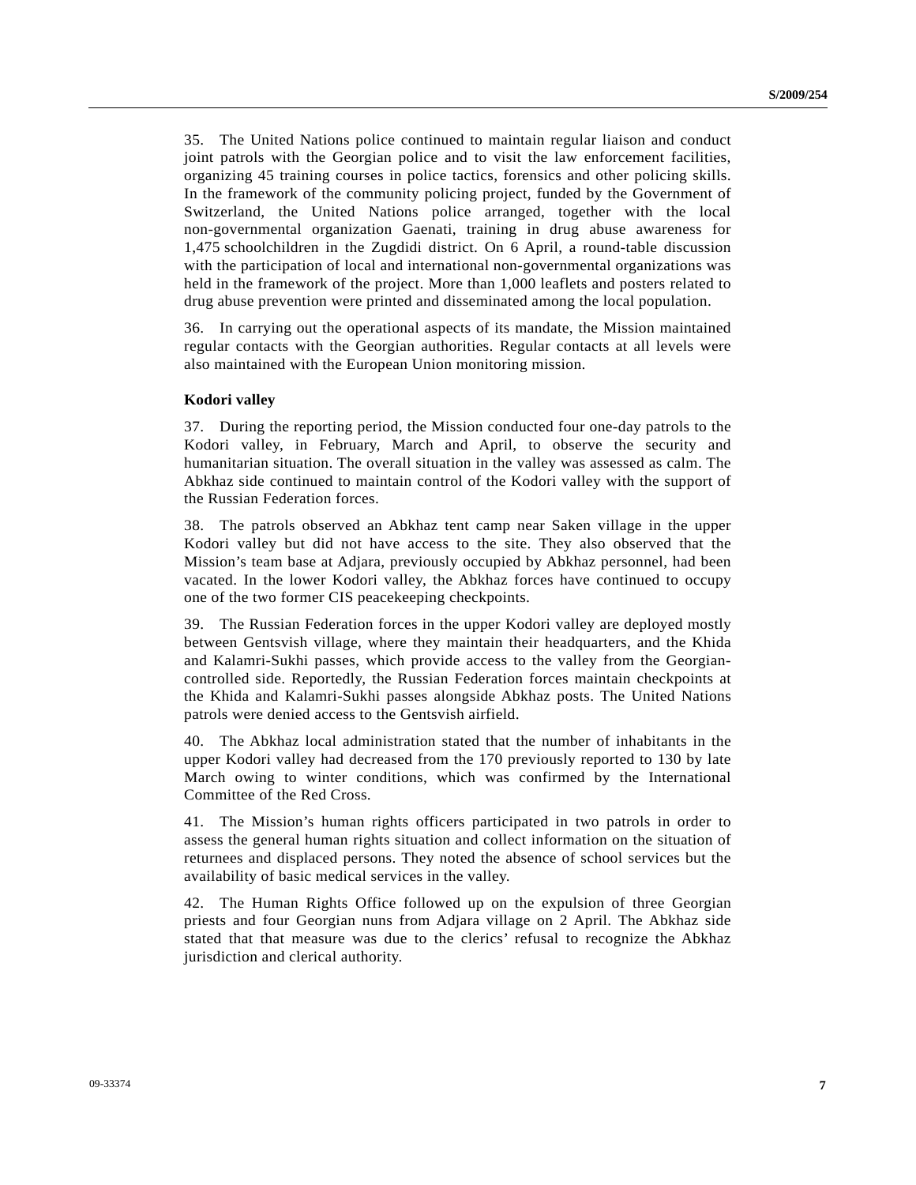35. The United Nations police continued to maintain regular liaison and conduct joint patrols with the Georgian police and to visit the law enforcement facilities, organizing 45 training courses in police tactics, forensics and other policing skills. In the framework of the community policing project, funded by the Government of Switzerland, the United Nations police arranged, together with the local non-governmental organization Gaenati, training in drug abuse awareness for 1,475 schoolchildren in the Zugdidi district. On 6 April, a round-table discussion with the participation of local and international non-governmental organizations was held in the framework of the project. More than 1,000 leaflets and posters related to drug abuse prevention were printed and disseminated among the local population.

36. In carrying out the operational aspects of its mandate, the Mission maintained regular contacts with the Georgian authorities. Regular contacts at all levels were also maintained with the European Union monitoring mission.

**Kodori valley**

37. During the reporting period, the Mission conducted four one-day patrols to the Kodori valley, in February, March and April, to observe the security and humanitarian situation. The overall situation in the valley was assessed as calm. The Abkhaz side continued to maintain control of the Kodori valley with the support of the Russian Federation forces.

38. The patrols observed an Abkhaz tent camp near Saken village in the upper Kodori valley but did not have access to the site. They also observed that the Mission's team base at Adjara, previously occupied by Abkhaz personnel, had been vacated. In the lower Kodori valley, the Abkhaz forces have continued to occupy one of the two former CIS peacekeeping checkpoints.

39. The Russian Federation forces in the upper Kodori valley are deployed mostly between Gentsvish village, where they maintain their headquarters, and the Khida and Kalamri-Sukhi passes, which provide access to the valley from the Georgian-controlled side. Reportedly, the Russian Federation forces maintain checkpoints at the Khida and Kalamri-Sukhi passes alongside Abkhaz posts. The United Nations patrols were denied access to the Gentsvish airfield.

40. The Abkhaz local administration stated that the number of inhabitants in the upper Kodori valley had decreased from the 170 previously reported to 130 by late March owing to winter conditions, which was confirmed by the International Committee of the Red Cross.

41. The Mission's human rights officers participated in two patrols in order to assess the general human rights situation and collect information on the situation of returnees and displaced persons. They noted the absence of school services but the availability of basic medical services in the valley.

42. The Human Rights Office followed up on the expulsion of three Georgian priests and four Georgian nuns from Adjara village on 2 April. The Abkhaz side stated that that measure was due to the clerics' refusal to recognize the Abkhaz jurisdiction and clerical authority.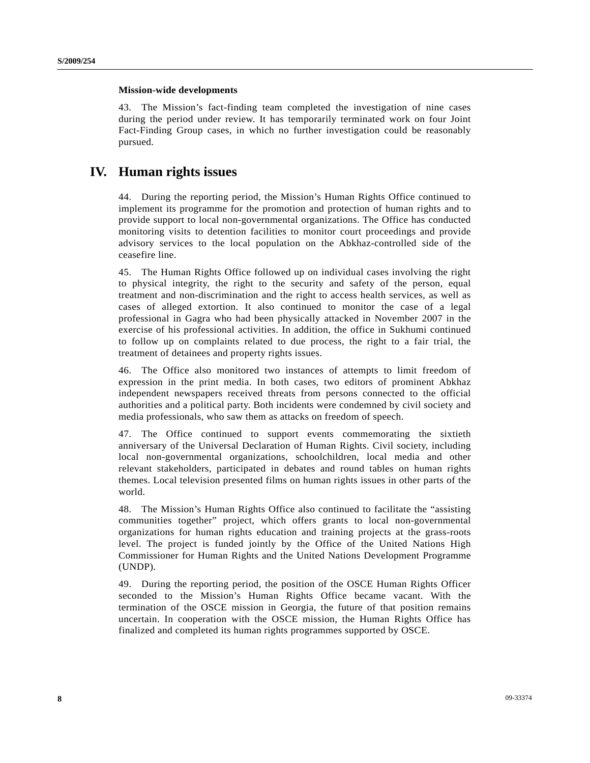### Mission-wide developments

43. The Mission's fact-finding team completed the investigation of nine cases during the period under review. It has temporarily terminated work on four Joint Fact-Finding Group cases, in which no further investigation could be reasonably pursued.

## IV. Human rights issues

44. During the reporting period, the Mission's Human Rights Office continued to implement its programme for the promotion and protection of human rights and to provide support to local non-governmental organizations. The Office has conducted monitoring visits to detention facilities to monitor court proceedings and provide advisory services to the local population on the Abkhaz-controlled side of the ceasefire line.

45. The Human Rights Office followed up on individual cases involving the right to physical integrity, the right to the security and safety of the person, equal treatment and non-discrimination and the right to access health services, as well as cases of alleged extortion. It also continued to monitor the case of a legal professional in Gagra who had been physically attacked in November 2007 in the exercise of his professional activities. In addition, the office in Sukhumi continued to follow up on complaints related to due process, the right to a fair trial, the treatment of detainees and property rights issues.

46. The Office also monitored two instances of attempts to limit freedom of expression in the print media. In both cases, two editors of prominent Abkhaz independent newspapers received threats from persons connected to the official authorities and a political party. Both incidents were condemned by civil society and media professionals, who saw them as attacks on freedom of speech.

47. The Office continued to support events commemorating the sixtieth anniversary of the Universal Declaration of Human Rights. Civil society, including local non-governmental organizations, schoolchildren, local media and other relevant stakeholders, participated in debates and round tables on human rights themes. Local television presented films on human rights issues in other parts of the world.

48. The Mission's Human Rights Office also continued to facilitate the "assisting communities together" project, which offers grants to local non-governmental organizations for human rights education and training projects at the grass-roots level. The project is funded jointly by the Office of the United Nations High Commissioner for Human Rights and the United Nations Development Programme (UNDP).

49. During the reporting period, the position of the OSCE Human Rights Officer seconded to the Mission's Human Rights Office became vacant. With the termination of the OSCE mission in Georgia, the future of that position remains uncertain. In cooperation with the OSCE mission, the Human Rights Office has finalized and completed its human rights programmes supported by OSCE.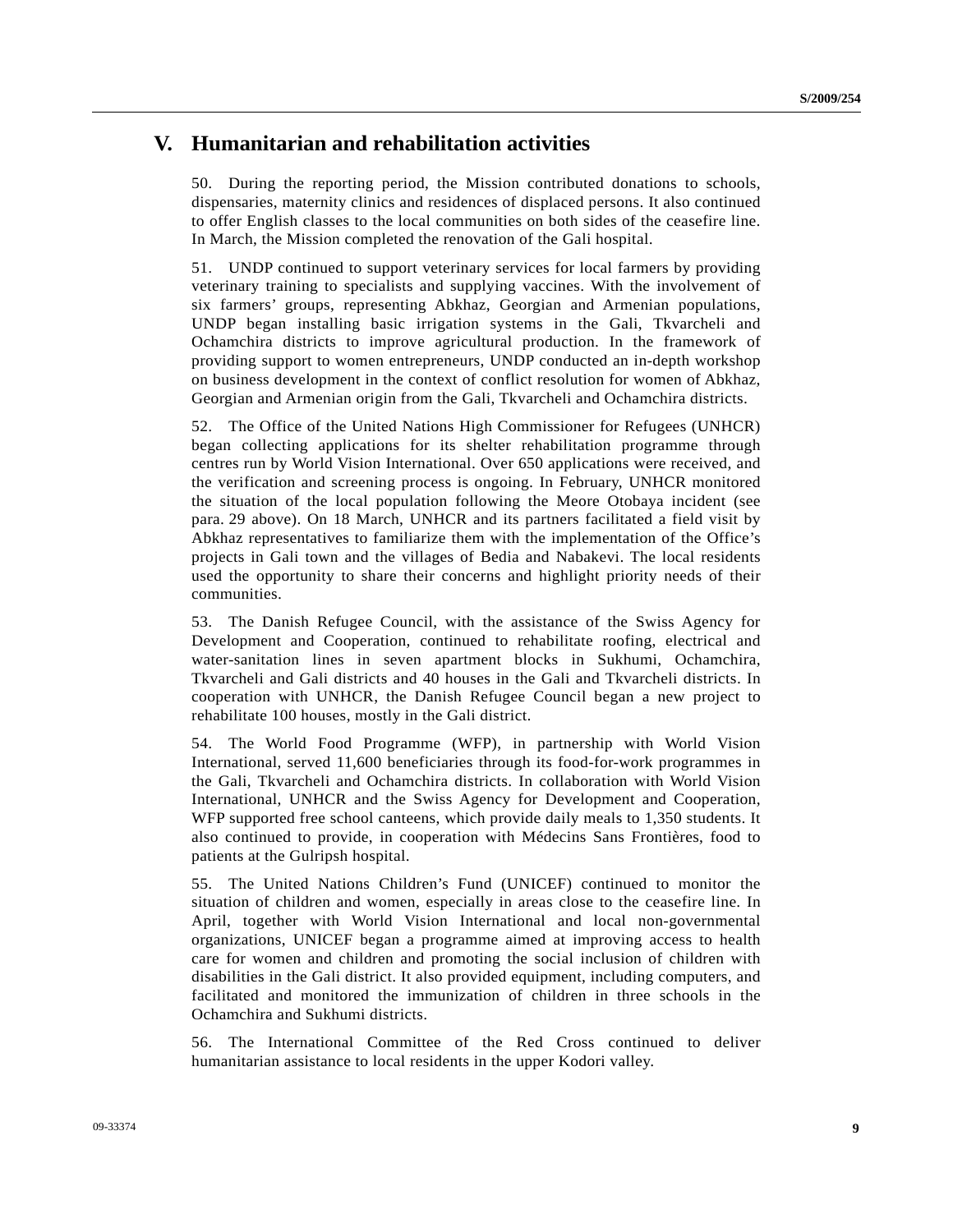# V. Humanitarian and rehabilitation activities

50. During the reporting period, the Mission contributed donations to schools, dispensaries, maternity clinics and residences of displaced persons. It also continued to offer English classes to the local communities on both sides of the ceasefire line. In March, the Mission completed the renovation of the Gali hospital.

51. UNDP continued to support veterinary services for local farmers by providing veterinary training to specialists and supplying vaccines. With the involvement of six farmers' groups, representing Abkhaz, Georgian and Armenian populations, UNDP began installing basic irrigation systems in the Gali, Tkvarcheli and Ochamchira districts to improve agricultural production. In the framework of providing support to women entrepreneurs, UNDP conducted an in-depth workshop on business development in the context of conflict resolution for women of Abkhaz, Georgian and Armenian origin from the Gali, Tkvarcheli and Ochamchira districts.

52. The Office of the United Nations High Commissioner for Refugees (UNHCR) began collecting applications for its shelter rehabilitation programme through centres run by World Vision International. Over 650 applications were received, and the verification and screening process is ongoing. In February, UNHCR monitored the situation of the local population following the Meore Otobaya incident (see para. 29 above). On 18 March, UNHCR and its partners facilitated a field visit by Abkhaz representatives to familiarize them with the implementation of the Office's projects in Gali town and the villages of Bedia and Nabakevi. The local residents used the opportunity to share their concerns and highlight priority needs of their communities.

53. The Danish Refugee Council, with the assistance of the Swiss Agency for Development and Cooperation, continued to rehabilitate roofing, electrical and water-sanitation lines in seven apartment blocks in Sukhumi, Ochamchira, Tkvarcheli and Gali districts and 40 houses in the Gali and Tkvarcheli districts. In cooperation with UNHCR, the Danish Refugee Council began a new project to rehabilitate 100 houses, mostly in the Gali district.

54. The World Food Programme (WFP), in partnership with World Vision International, served 11,600 beneficiaries through its food-for-work programmes in the Gali, Tkvarcheli and Ochamchira districts. In collaboration with World Vision International, UNHCR and the Swiss Agency for Development and Cooperation, WFP supported free school canteens, which provide daily meals to 1,350 students. It also continued to provide, in cooperation with Médecins Sans Frontières, food to patients at the Gulripsh hospital.

55. The United Nations Children's Fund (UNICEF) continued to monitor the situation of children and women, especially in areas close to the ceasefire line. In April, together with World Vision International and local non-governmental organizations, UNICEF began a programme aimed at improving access to health care for women and children and promoting the social inclusion of children with disabilities in the Gali district. It also provided equipment, including computers, and facilitated and monitored the immunization of children in three schools in the Ochamchira and Sukhumi districts.

56. The International Committee of the Red Cross continued to deliver humanitarian assistance to local residents in the upper Kodori valley.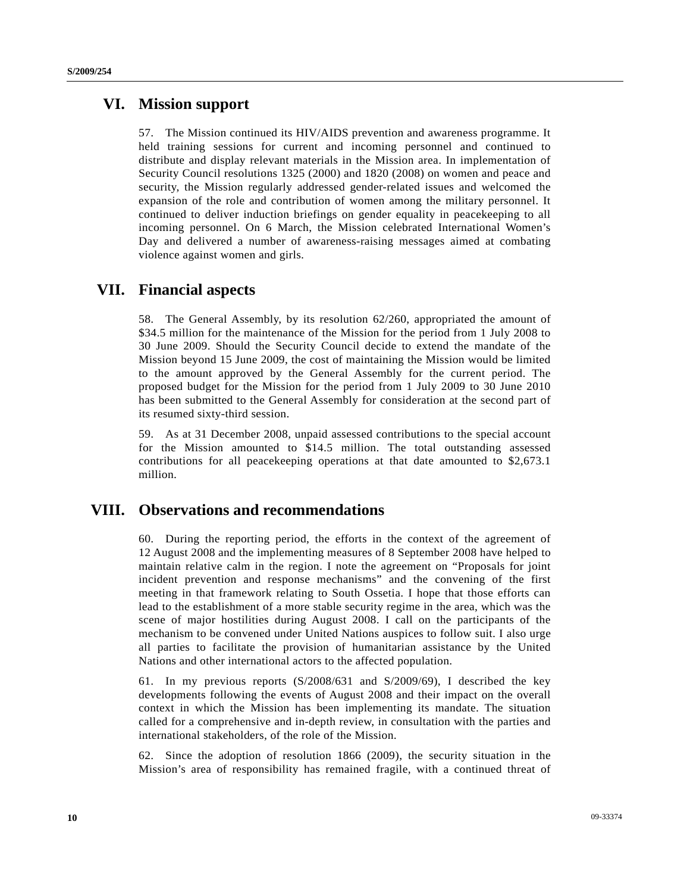# VI. Mission support

57. The Mission continued its HIV/AIDS prevention and awareness programme. It held training sessions for current and incoming personnel and continued to distribute and display relevant materials in the Mission area. In implementation of Security Council resolutions 1325 (2000) and 1820 (2008) on women and peace and security, the Mission regularly addressed gender-related issues and welcomed the expansion of the role and contribution of women among the military personnel. It continued to deliver induction briefings on gender equality in peacekeeping to all incoming personnel. On 6 March, the Mission celebrated International Women's Day and delivered a number of awareness-raising messages aimed at combating violence against women and girls.

# VII. Financial aspects

58. The General Assembly, by its resolution 62/260, appropriated the amount of $34.5 million for the maintenance of the Mission for the period from 1 July 2008 to 30 June 2009. Should the Security Council decide to extend the mandate of the Mission beyond 15 June 2009, the cost of maintaining the Mission would be limited to the amount approved by the General Assembly for the current period. The proposed budget for the Mission for the period from 1 July 2009 to 30 June 2010 has been submitted to the General Assembly for consideration at the second part of its resumed sixty-third session.

59. As at 31 December 2008, unpaid assessed contributions to the special account for the Mission amounted to $14.5 million. The total outstanding assessed contributions for all peacekeeping operations at that date amounted to $2,673.1 million.

# VIII. Observations and recommendations

60. During the reporting period, the efforts in the context of the agreement of 12 August 2008 and the implementing measures of 8 September 2008 have helped to maintain relative calm in the region. I note the agreement on "Proposals for joint incident prevention and response mechanisms" and the convening of the first meeting in that framework relating to South Ossetia. I hope that those efforts can lead to the establishment of a more stable security regime in the area, which was the scene of major hostilities during August 2008. I call on the participants of the mechanism to be convened under United Nations auspices to follow suit. I also urge all parties to facilitate the provision of humanitarian assistance by the United Nations and other international actors to the affected population.

61. In my previous reports (S/2008/631 and S/2009/69), I described the key developments following the events of August 2008 and their impact on the overall context in which the Mission has been implementing its mandate. The situation called for a comprehensive and in-depth review, in consultation with the parties and international stakeholders, of the role of the Mission.

62. Since the adoption of resolution 1866 (2009), the security situation in the Mission's area of responsibility has remained fragile, with a continued threat of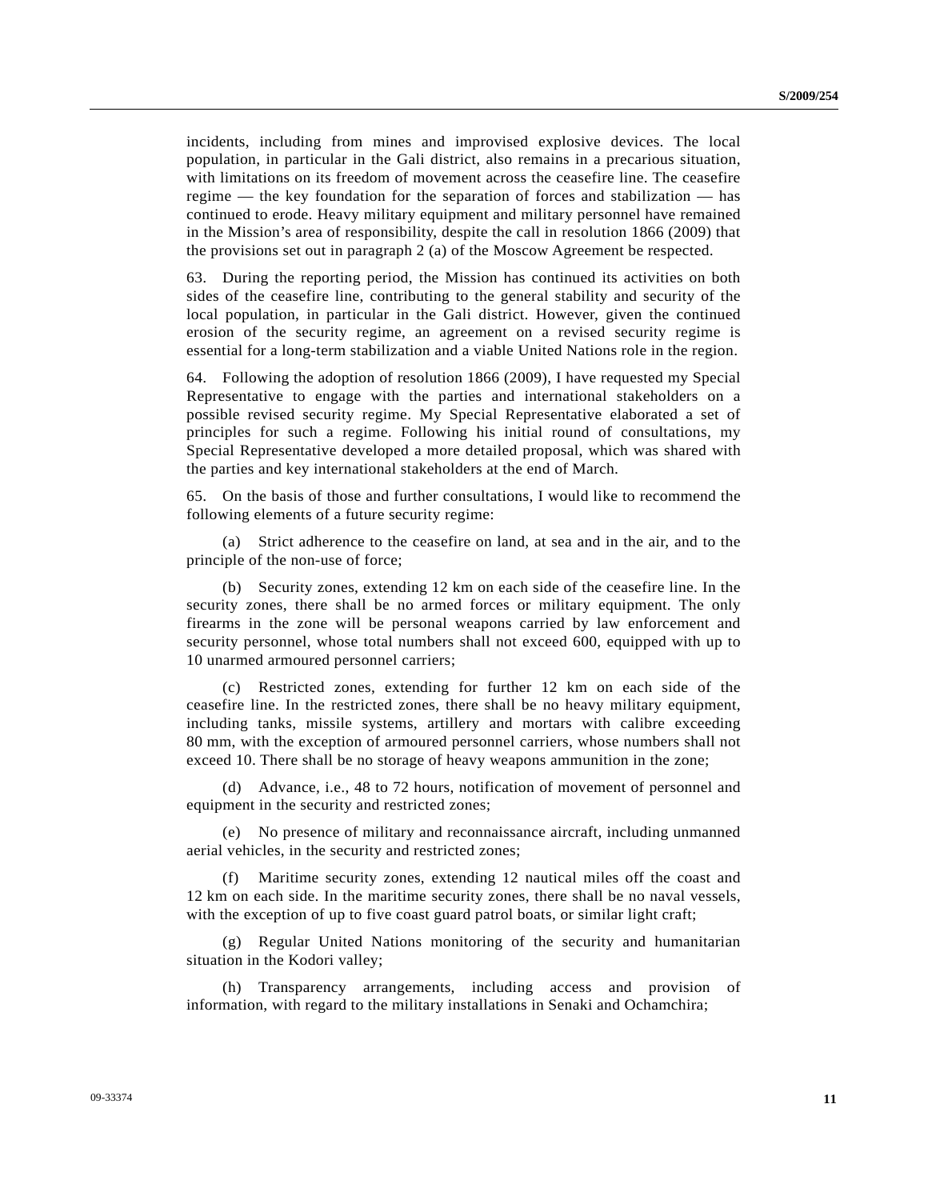incidents, including from mines and improvised explosive devices. The local population, in particular in the Gali district, also remains in a precarious situation, with limitations on its freedom of movement across the ceasefire line. The ceasefire regime — the key foundation for the separation of forces and stabilization — has continued to erode. Heavy military equipment and military personnel have remained in the Mission's area of responsibility, despite the call in resolution 1866 (2009) that the provisions set out in paragraph 2 (a) of the Moscow Agreement be respected.

63. During the reporting period, the Mission has continued its activities on both sides of the ceasefire line, contributing to the general stability and security of the local population, in particular in the Gali district. However, given the continued erosion of the security regime, an agreement on a revised security regime is essential for a long-term stabilization and a viable United Nations role in the region.

64. Following the adoption of resolution 1866 (2009), I have requested my Special Representative to engage with the parties and international stakeholders on a possible revised security regime. My Special Representative elaborated a set of principles for such a regime. Following his initial round of consultations, my Special Representative developed a more detailed proposal, which was shared with the parties and key international stakeholders at the end of March.

65. On the basis of those and further consultations, I would like to recommend the following elements of a future security regime:

(a) Strict adherence to the ceasefire on land, at sea and in the air, and to the principle of the non-use of force;

(b) Security zones, extending 12 km on each side of the ceasefire line. In the security zones, there shall be no armed forces or military equipment. The only firearms in the zone will be personal weapons carried by law enforcement and security personnel, whose total numbers shall not exceed 600, equipped with up to 10 unarmed armoured personnel carriers;

(c) Restricted zones, extending for further 12 km on each side of the ceasefire line. In the restricted zones, there shall be no heavy military equipment, including tanks, missile systems, artillery and mortars with calibre exceeding 80 mm, with the exception of armoured personnel carriers, whose numbers shall not exceed 10. There shall be no storage of heavy weapons ammunition in the zone;

(d) Advance, i.e., 48 to 72 hours, notification of movement of personnel and equipment in the security and restricted zones;

(e) No presence of military and reconnaissance aircraft, including unmanned aerial vehicles, in the security and restricted zones;

(f) Maritime security zones, extending 12 nautical miles off the coast and 12 km on each side. In the maritime security zones, there shall be no naval vessels, with the exception of up to five coast guard patrol boats, or similar light craft;

(g) Regular United Nations monitoring of the security and humanitarian situation in the Kodori valley;

(h) Transparency arrangements, including access and provision of information, with regard to the military installations in Senaki and Ochamchira;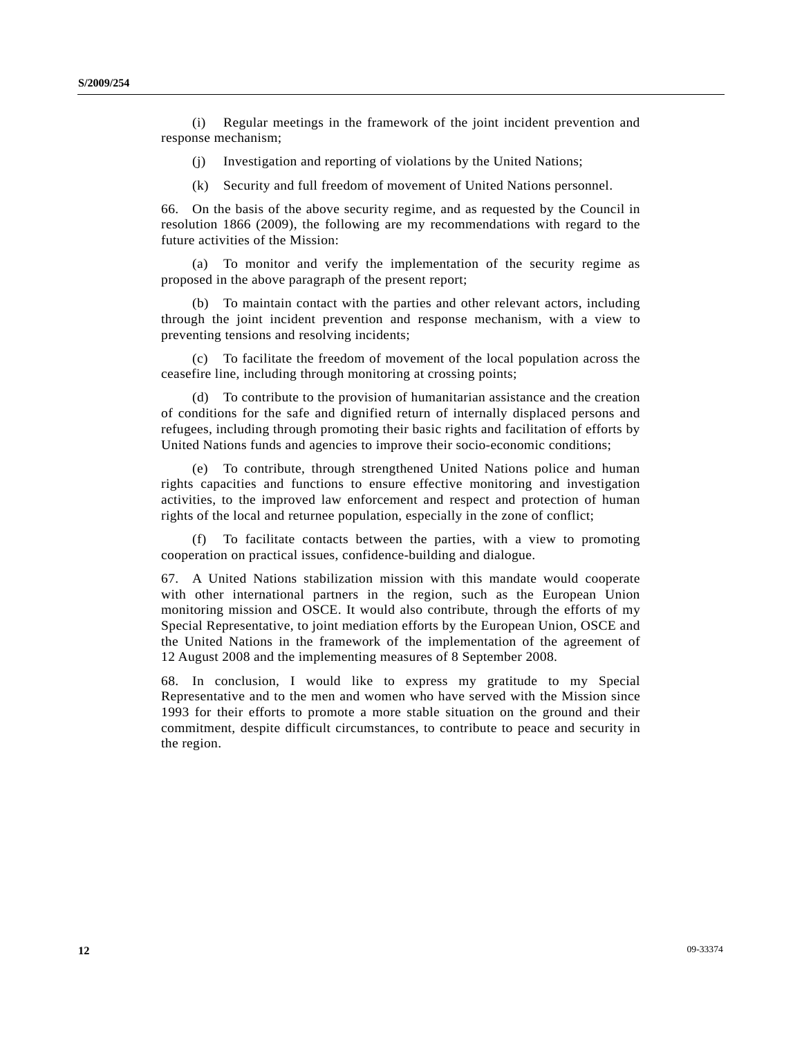(i) Regular meetings in the framework of the joint incident prevention and response mechanism;

(j) Investigation and reporting of violations by the United Nations;

(k) Security and full freedom of movement of United Nations personnel.

66. On the basis of the above security regime, and as requested by the Council in resolution 1866 (2009), the following are my recommendations with regard to the future activities of the Mission:

(a) To monitor and verify the implementation of the security regime as proposed in the above paragraph of the present report;

(b) To maintain contact with the parties and other relevant actors, including through the joint incident prevention and response mechanism, with a view to preventing tensions and resolving incidents;

(c) To facilitate the freedom of movement of the local population across the ceasefire line, including through monitoring at crossing points;

(d) To contribute to the provision of humanitarian assistance and the creation of conditions for the safe and dignified return of internally displaced persons and refugees, including through promoting their basic rights and facilitation of efforts by United Nations funds and agencies to improve their socio-economic conditions;

(e) To contribute, through strengthened United Nations police and human rights capacities and functions to ensure effective monitoring and investigation activities, to the improved law enforcement and respect and protection of human rights of the local and returnee population, especially in the zone of conflict;

(f) To facilitate contacts between the parties, with a view to promoting cooperation on practical issues, confidence-building and dialogue.

67. A United Nations stabilization mission with this mandate would cooperate with other international partners in the region, such as the European Union monitoring mission and OSCE. It would also contribute, through the efforts of my Special Representative, to joint mediation efforts by the European Union, OSCE and the United Nations in the framework of the implementation of the agreement of 12 August 2008 and the implementing measures of 8 September 2008.

68. In conclusion, I would like to express my gratitude to my Special Representative and to the men and women who have served with the Mission since 1993 for their efforts to promote a more stable situation on the ground and their commitment, despite difficult circumstances, to contribute to peace and security in the region.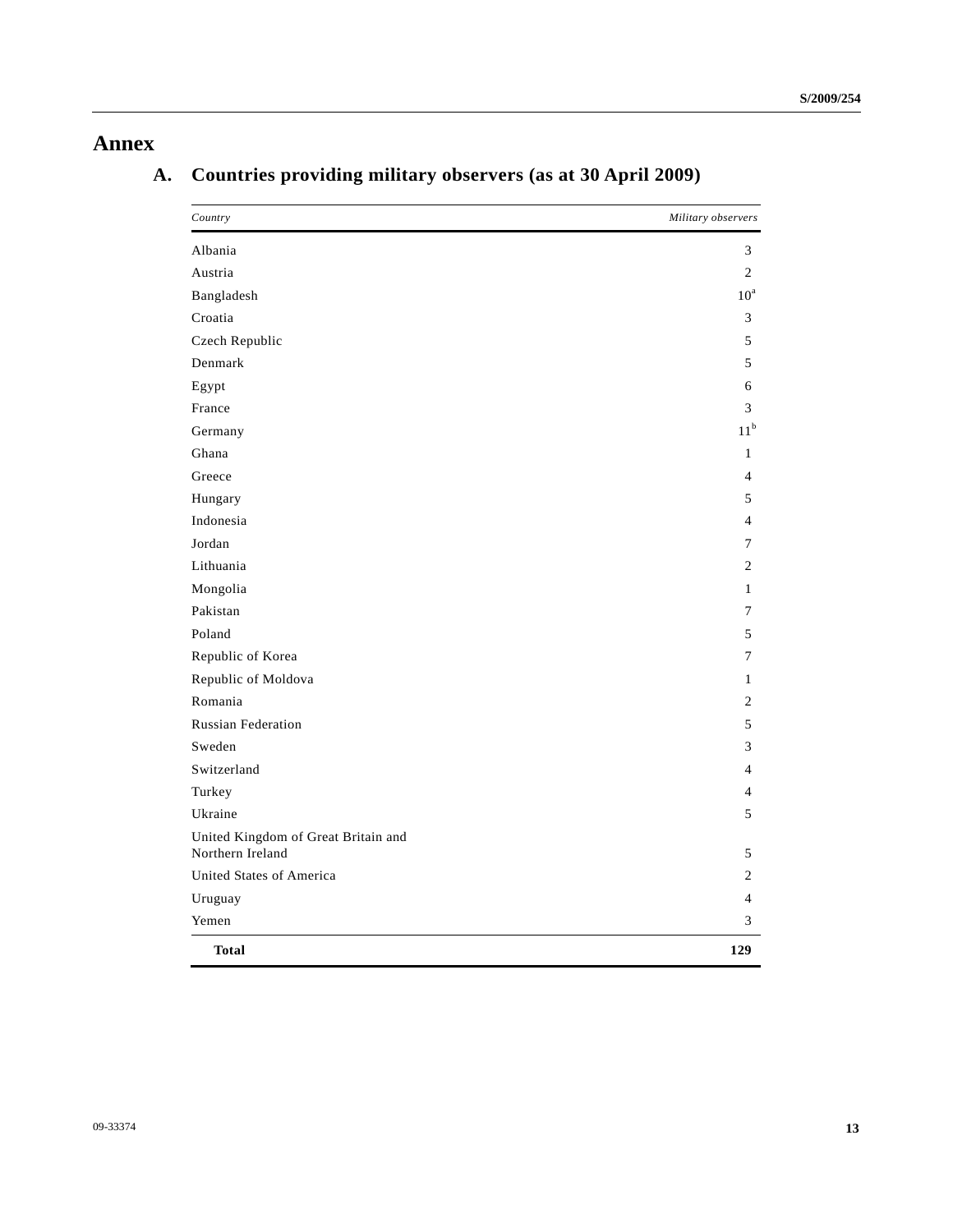# Annex

## A. Countries providing military observers (as at 30 April 2009)

| *Country* | *Military observers* |
|---|---|
| Albania | 3 |
| Austria | 2 |
| Bangladesh | 10[a] |
| Croatia | 3 |
| Czech Republic | 5 |
| Denmark | 5 |
| Egypt | 6 |
| France | 3 |
| Germany | 11[b] |
| Ghana | 1 |
| Greece | 4 |
| Hungary | 5 |
| Indonesia | 4 |
| Jordan | 7 |
| Lithuania | 2 |
| Mongolia | 1 |
| Pakistan | 7 |
| Poland | 5 |
| Republic of Korea | 7 |
| Republic of Moldova | 1 |
| Romania | 2 |
| Russian Federation | 5 |
| Sweden | 3 |
| Switzerland | 4 |
| Turkey | 4 |
| Ukraine | 5 |
| United Kingdom of Great Britain and Northern Ireland | 5 |
| United States of America | 2 |
| Uruguay | 4 |
| Yemen | 3 |
| **Total** | **129** |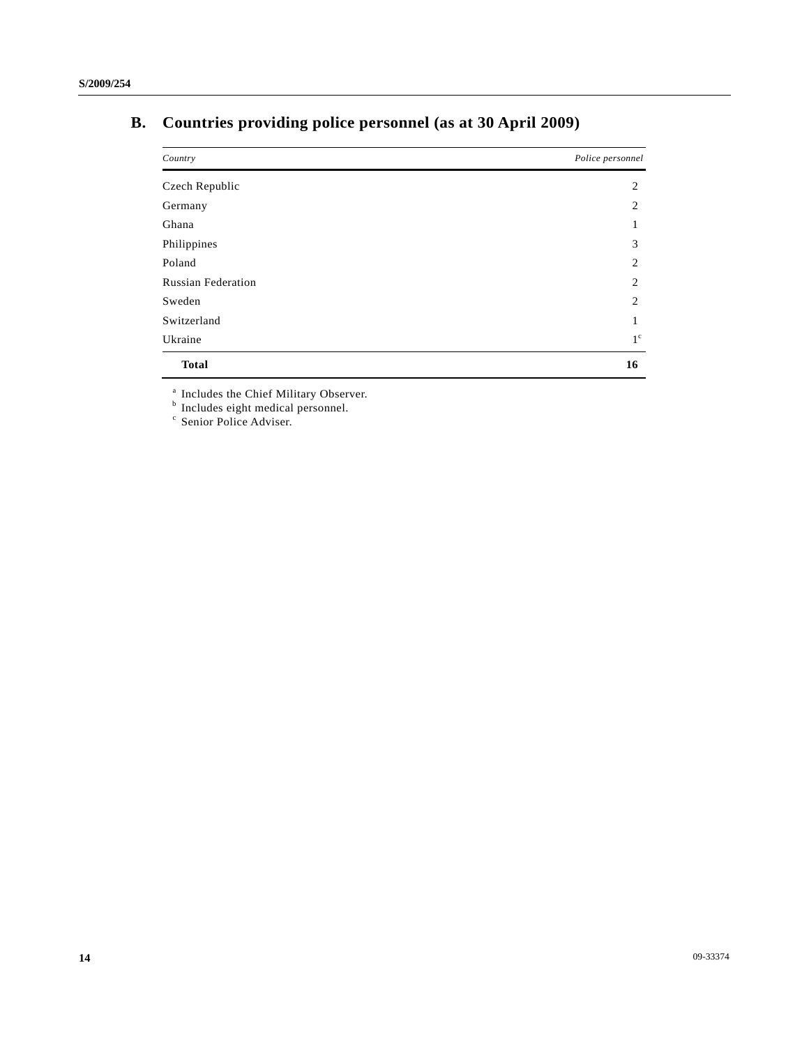## B. Countries providing police personnel (as at 30 April 2009)

| *Country* | *Police personnel* |
|---|---|
| Czech Republic | 2 |
| Germany | 2 |
| Ghana | 1 |
| Philippines | 3 |
| Poland | 2 |
| Russian Federation | 2 |
| Sweden | 2 |
| Switzerland | 1 |
| Ukraine | 1[c] |
| **Total** | **16** |

[a] Includes the Chief Military Observer.

[b] Includes eight medical personnel.

[c] Senior Police Adviser.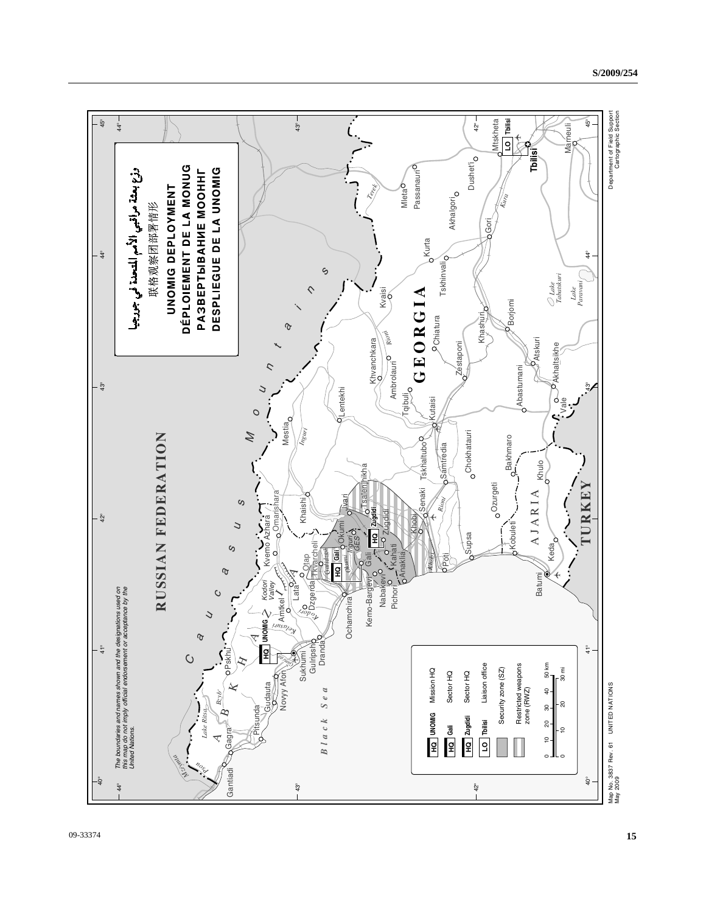توزيع بعثة مراقبي الأمم المتحدة في جورجيا

联格观察团部署情形

UNOMIG DEPLOYMENT

DÉPLOIEMENT DE LA MONUG

РАЗВЕРТЫВАНИЕ МООННГ

DESPLIEGUE DE LA UNOMIG

*The boundaries and names shown and the designations used on this map do not imply official endorsement or acceptance by the United Nations.*

RUSSIAN FEDERATION

GEORGIA

TURKEY

ABKHAZIA

AJARIA

Caucasus Mountains

Black Sea

HQ UNOMIG Mission HQ

HQ Gali Sector HQ

HQ Zugdidi Sector HQ

LO Tbilisi Liaison office

Security zone (SZ)

Restricted weapons zone (RWZ)

0 10 20 30 40 50 km

0 10 20 30 mi

Map No. 3837 Rev. 61 UNITED NATIONS
May 2009

Department of Field Support
Cartographic Section